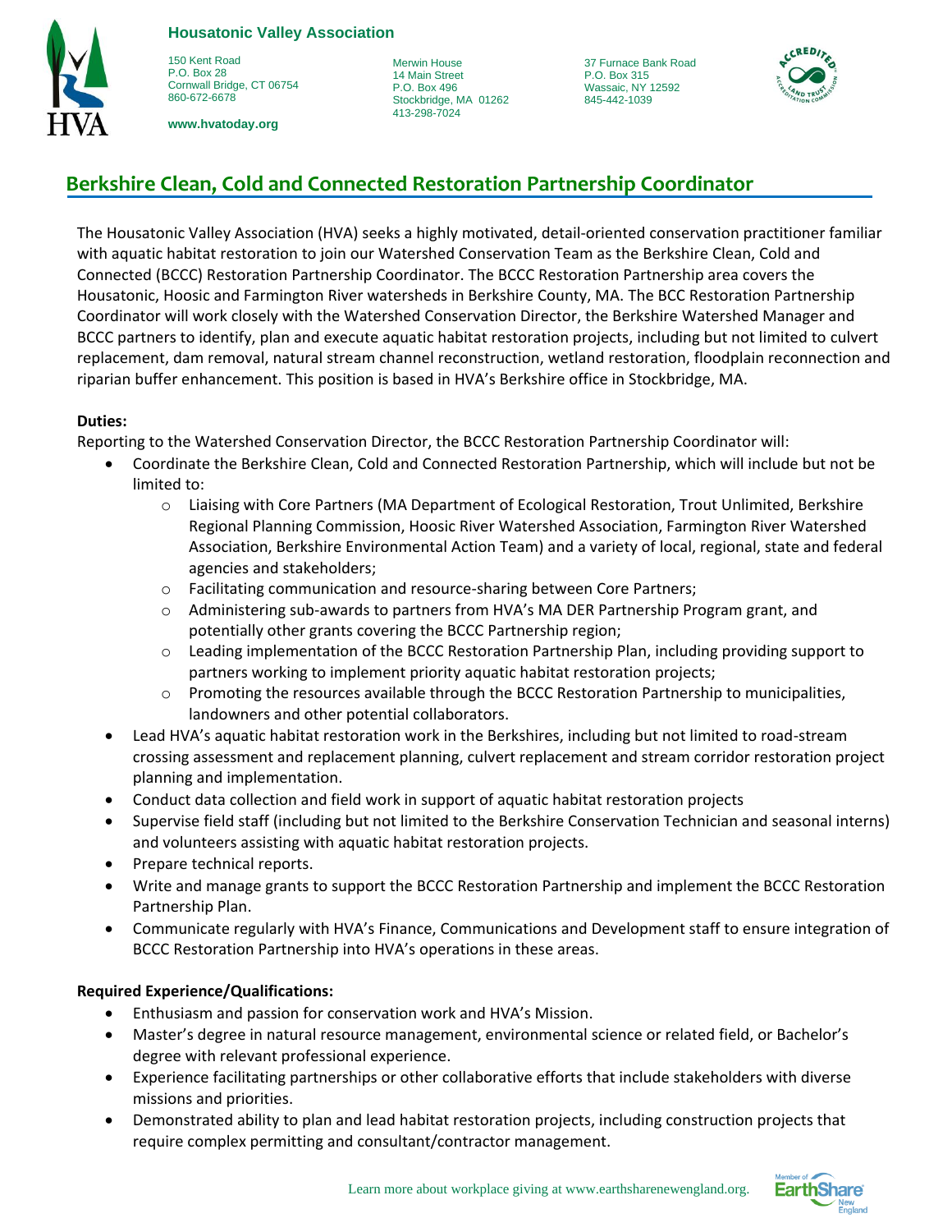**Housatonic Valley Association**

150 Kent Road
P.O. Box 28
Cornwall Bridge, CT 06754
860-672-6678

Merwin House
14 Main Street
P.O. Box 496
Stockbridge, MA 01262
413-298-7024

37 Furnace Bank Road
P.O. Box 315
Wassaic, NY 12592
845-442-1039

**www.hvatoday.org**

# Berkshire Clean, Cold and Connected Restoration Partnership Coordinator

The Housatonic Valley Association (HVA) seeks a highly motivated, detail-oriented conservation practitioner familiar with aquatic habitat restoration to join our Watershed Conservation Team as the Berkshire Clean, Cold and Connected (BCCC) Restoration Partnership Coordinator. The BCCC Restoration Partnership area covers the Housatonic, Hoosic and Farmington River watersheds in Berkshire County, MA. The BCC Restoration Partnership Coordinator will work closely with the Watershed Conservation Director, the Berkshire Watershed Manager and BCCC partners to identify, plan and execute aquatic habitat restoration projects, including but not limited to culvert replacement, dam removal, natural stream channel reconstruction, wetland restoration, floodplain reconnection and riparian buffer enhancement. This position is based in HVA's Berkshire office in Stockbridge, MA.

**Duties:**

Reporting to the Watershed Conservation Director, the BCCC Restoration Partnership Coordinator will:

- Coordinate the Berkshire Clean, Cold and Connected Restoration Partnership, which will include but not be limited to:
  - Liaising with Core Partners (MA Department of Ecological Restoration, Trout Unlimited, Berkshire Regional Planning Commission, Hoosic River Watershed Association, Farmington River Watershed Association, Berkshire Environmental Action Team) and a variety of local, regional, state and federal agencies and stakeholders;
  - Facilitating communication and resource-sharing between Core Partners;
  - Administering sub-awards to partners from HVA's MA DER Partnership Program grant, and potentially other grants covering the BCCC Partnership region;
  - Leading implementation of the BCCC Restoration Partnership Plan, including providing support to partners working to implement priority aquatic habitat restoration projects;
  - Promoting the resources available through the BCCC Restoration Partnership to municipalities, landowners and other potential collaborators.
- Lead HVA's aquatic habitat restoration work in the Berkshires, including but not limited to road-stream crossing assessment and replacement planning, culvert replacement and stream corridor restoration project planning and implementation.
- Conduct data collection and field work in support of aquatic habitat restoration projects
- Supervise field staff (including but not limited to the Berkshire Conservation Technician and seasonal interns) and volunteers assisting with aquatic habitat restoration projects.
- Prepare technical reports.
- Write and manage grants to support the BCCC Restoration Partnership and implement the BCCC Restoration Partnership Plan.
- Communicate regularly with HVA's Finance, Communications and Development staff to ensure integration of BCCC Restoration Partnership into HVA's operations in these areas.

**Required Experience/Qualifications:**

- Enthusiasm and passion for conservation work and HVA's Mission.
- Master's degree in natural resource management, environmental science or related field, or Bachelor's degree with relevant professional experience.
- Experience facilitating partnerships or other collaborative efforts that include stakeholders with diverse missions and priorities.
- Demonstrated ability to plan and lead habitat restoration projects, including construction projects that require complex permitting and consultant/contractor management.

Learn more about workplace giving at www.earthsharenewengland.org.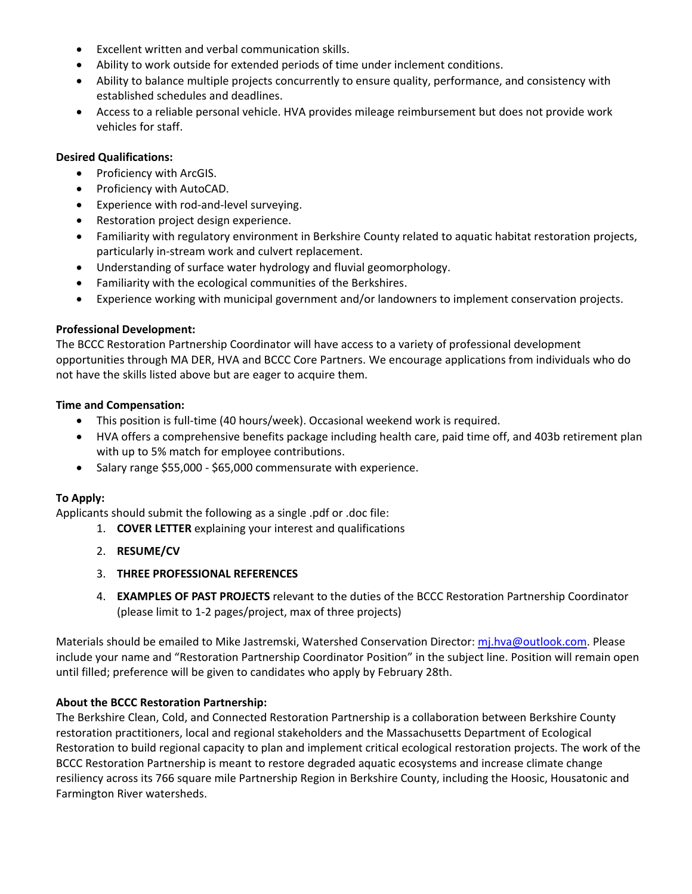- Excellent written and verbal communication skills.
- Ability to work outside for extended periods of time under inclement conditions.
- Ability to balance multiple projects concurrently to ensure quality, performance, and consistency with established schedules and deadlines.
- Access to a reliable personal vehicle. HVA provides mileage reimbursement but does not provide work vehicles for staff.

**Desired Qualifications:**

- Proficiency with ArcGIS.
- Proficiency with AutoCAD.
- Experience with rod-and-level surveying.
- Restoration project design experience.
- Familiarity with regulatory environment in Berkshire County related to aquatic habitat restoration projects, particularly in-stream work and culvert replacement.
- Understanding of surface water hydrology and fluvial geomorphology.
- Familiarity with the ecological communities of the Berkshires.
- Experience working with municipal government and/or landowners to implement conservation projects.

**Professional Development:**

The BCCC Restoration Partnership Coordinator will have access to a variety of professional development opportunities through MA DER, HVA and BCCC Core Partners. We encourage applications from individuals who do not have the skills listed above but are eager to acquire them.

**Time and Compensation:**

- This position is full-time (40 hours/week). Occasional weekend work is required.
- HVA offers a comprehensive benefits package including health care, paid time off, and 403b retirement plan with up to 5% match for employee contributions.
- Salary range $55,000 - $65,000 commensurate with experience.

**To Apply:**

Applicants should submit the following as a single .pdf or .doc file:

1. **COVER LETTER** explaining your interest and qualifications
2. **RESUME/CV**
3. **THREE PROFESSIONAL REFERENCES**
4. **EXAMPLES OF PAST PROJECTS** relevant to the duties of the BCCC Restoration Partnership Coordinator (please limit to 1-2 pages/project, max of three projects)

Materials should be emailed to Mike Jastremski, Watershed Conservation Director: mj.hva@outlook.com. Please include your name and "Restoration Partnership Coordinator Position" in the subject line. Position will remain open until filled; preference will be given to candidates who apply by February 28th.

**About the BCCC Restoration Partnership:**

The Berkshire Clean, Cold, and Connected Restoration Partnership is a collaboration between Berkshire County restoration practitioners, local and regional stakeholders and the Massachusetts Department of Ecological Restoration to build regional capacity to plan and implement critical ecological restoration projects. The work of the BCCC Restoration Partnership is meant to restore degraded aquatic ecosystems and increase climate change resiliency across its 766 square mile Partnership Region in Berkshire County, including the Hoosic, Housatonic and Farmington River watersheds.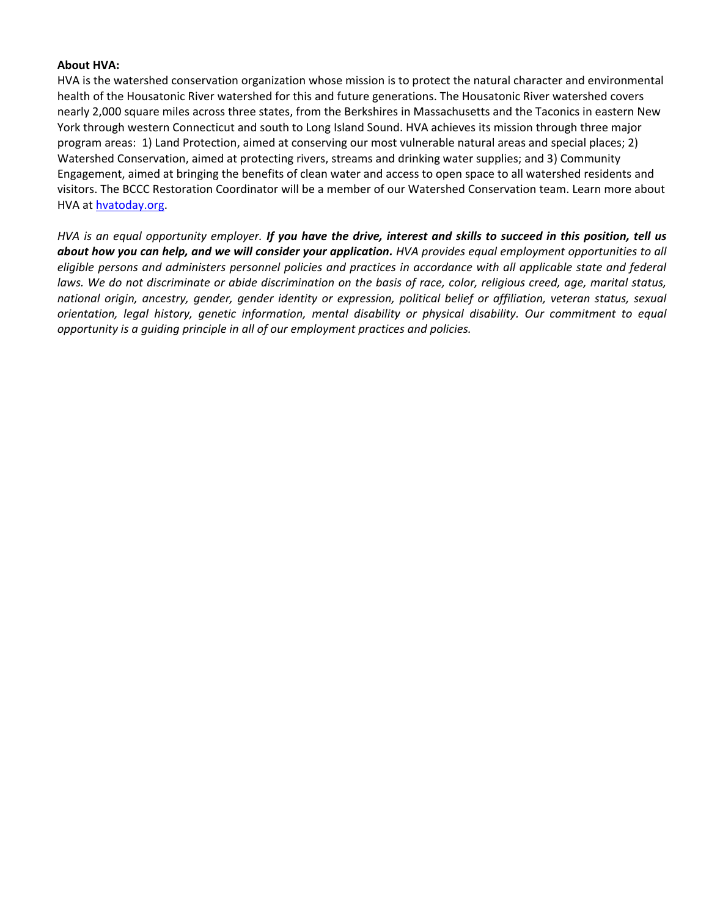**About HVA:**
HVA is the watershed conservation organization whose mission is to protect the natural character and environmental health of the Housatonic River watershed for this and future generations. The Housatonic River watershed covers nearly 2,000 square miles across three states, from the Berkshires in Massachusetts and the Taconics in eastern New York through western Connecticut and south to Long Island Sound. HVA achieves its mission through three major program areas: 1) Land Protection, aimed at conserving our most vulnerable natural areas and special places; 2) Watershed Conservation, aimed at protecting rivers, streams and drinking water supplies; and 3) Community Engagement, aimed at bringing the benefits of clean water and access to open space to all watershed residents and visitors. The BCCC Restoration Coordinator will be a member of our Watershed Conservation team. Learn more about HVA at [hvatoday.org](hvatoday.org).

*HVA is an equal opportunity employer.* ***If you have the drive, interest and skills to succeed in this position, tell us about how you can help, and we will consider your application.*** *HVA provides equal employment opportunities to all eligible persons and administers personnel policies and practices in accordance with all applicable state and federal laws. We do not discriminate or abide discrimination on the basis of race, color, religious creed, age, marital status, national origin, ancestry, gender, gender identity or expression, political belief or affiliation, veteran status, sexual orientation, legal history, genetic information, mental disability or physical disability. Our commitment to equal opportunity is a guiding principle in all of our employment practices and policies.*